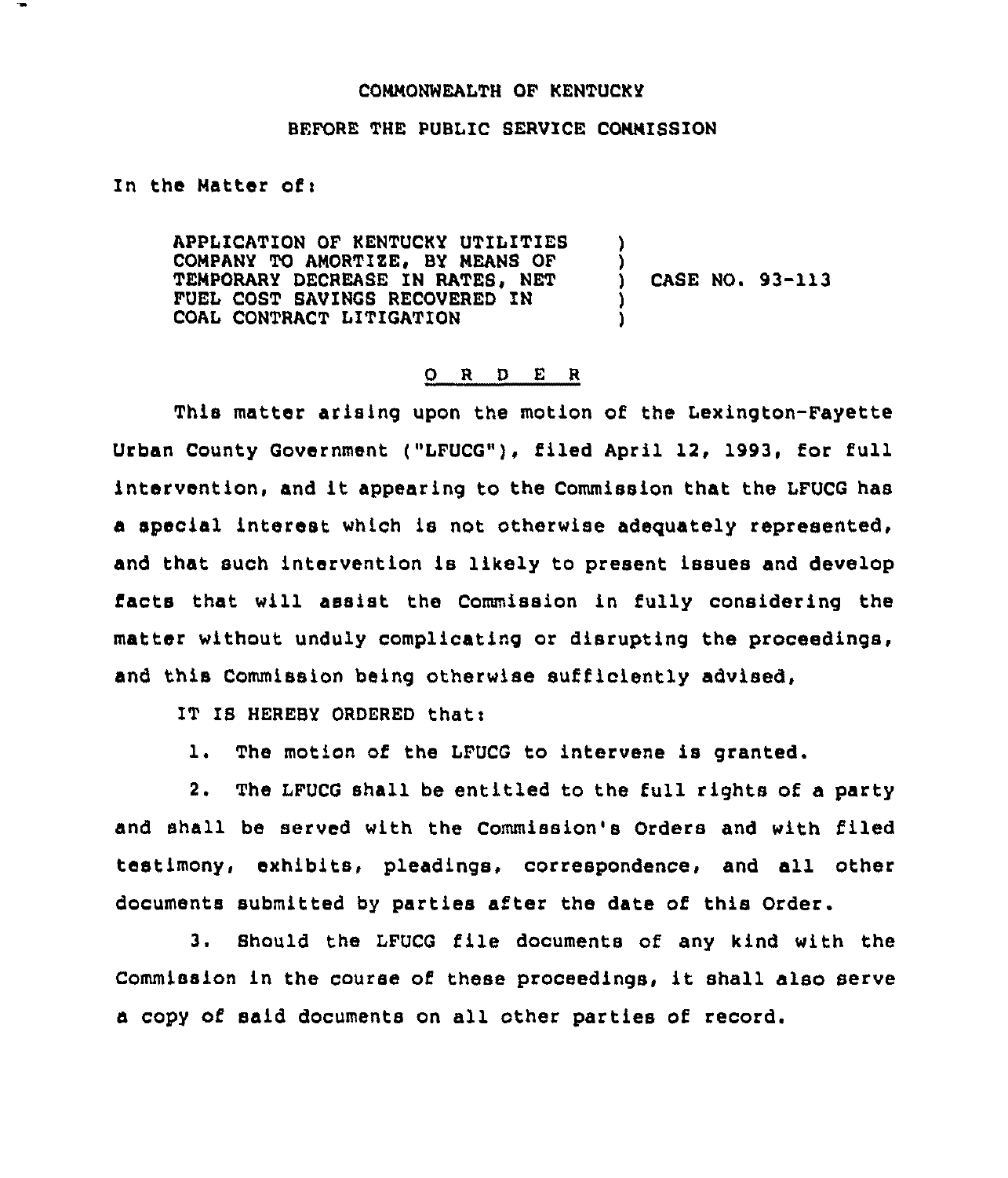COMMONWEALTH OF KENTUCKY

BEFORE THE PUBLIC SERVICE COMMISSION

In the Matter of:

APPLICATION OF KENTUCKY UTILITIES COMPANY TO AMORTIZE, BY MEANS OF TEMPORARY DECREASE IN RATES, NET FUEL COST SAVINGS RECOVERED IN COAL CONTRACT LITIGATION ) CASE NO. 93-113

O R D E R

This matter arising upon the motion of the Lexington-Fayette Urban County Government ("LFUCG"), filed April 12, 1993, for full intervention, and it appearing to the Commission that the LFUCG has a special interest which is not otherwise adequately represented, and that such intervention is likely to present issues and develop facts that will assist the Commission in fully considering the matter without unduly complicating or disrupting the proceedings, and this Commission being otherwise sufficiently advised,

IT IS HEREBY ORDERED that:

1. The motion of the LFUCG to intervene is granted.

2. The LFUCG shall be entitled to the full rights of a party and shall be served with the Commission's Orders and with filed testimony, exhibits, pleadings, correspondence, and all other documents submitted by parties after the date of this Order.

3. Should the LFUCG file documents of any kind with the Commission in the course of these proceedings, it shall also serve a copy of said documents on all other parties of record.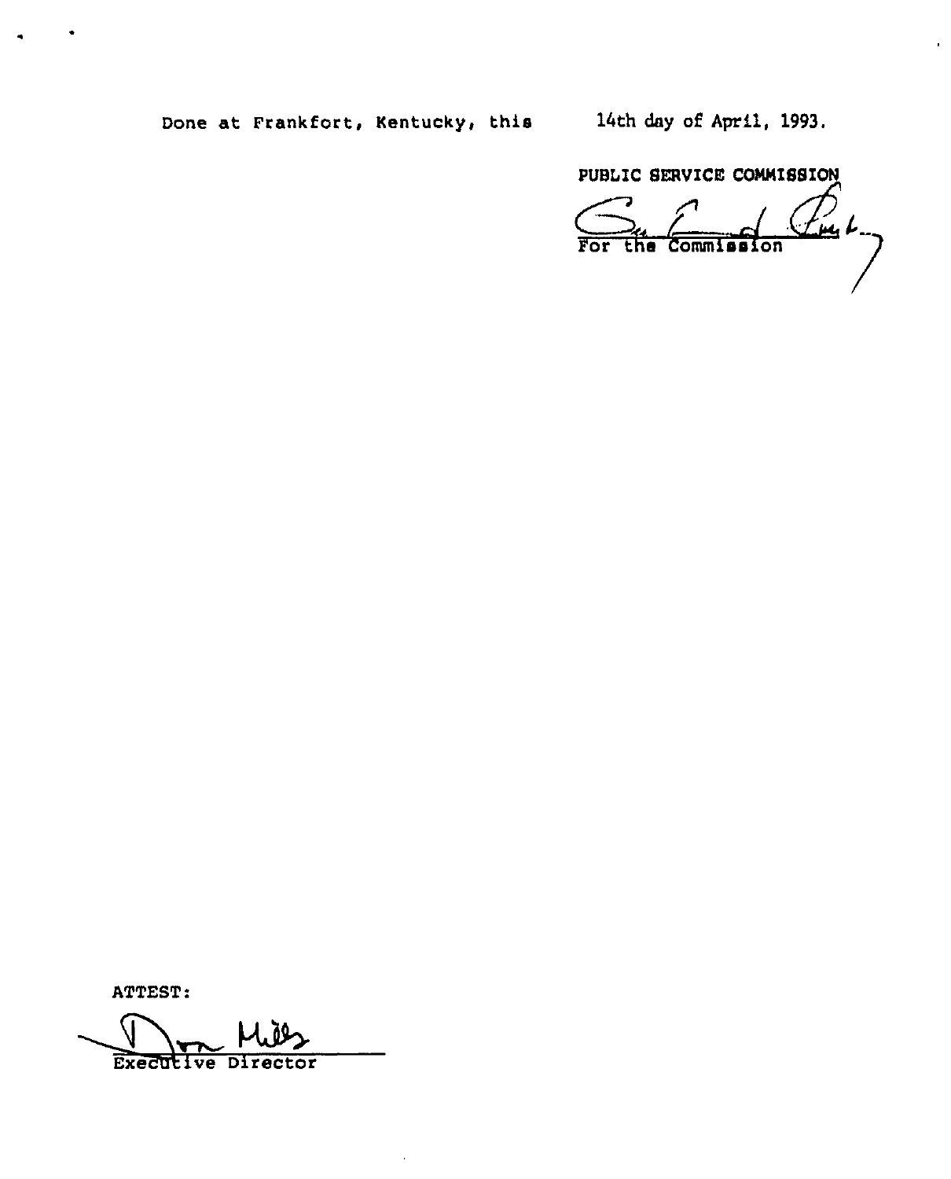Done at Frankfort, Kentucky, this 14th day of April, 1993.

PUBLIC SERVICE COMMISSION

For the Commission

ATTEST:

Executive Director